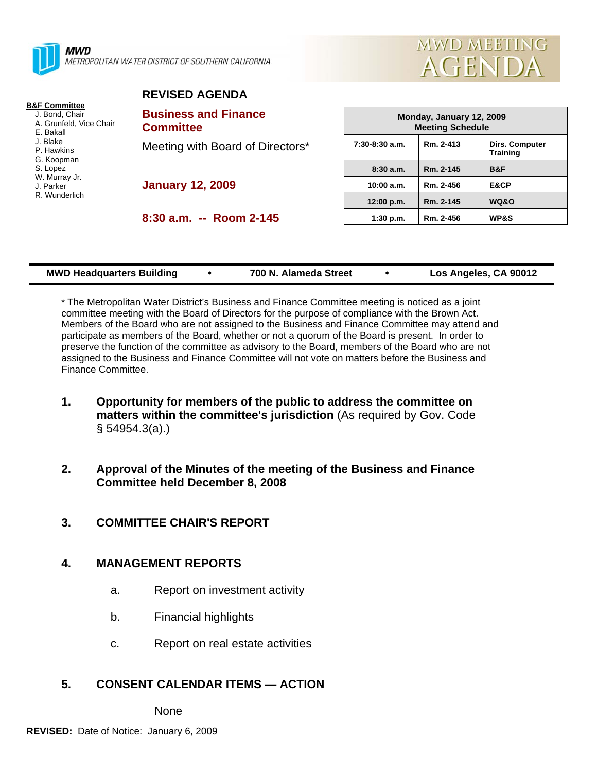MWD
METROPOLITAN WATER DISTRICT OF SOUTHERN CALIFORNIA

# MWD MEETING AGENDA

**B&F Committee**
- J. Bond, Chair
- A. Grunfeld, Vice Chair
- E. Bakall
- J. Blake
- P. Hawkins
- G. Koopman
- S. Lopez
- W. Murray Jr.
- J. Parker
- R. Wunderlich

## REVISED AGENDA

## Business and Finance Committee

Meeting with Board of Directors*

**January 12, 2009**

**8:30 a.m. -- Room 2-145**

| Monday, January 12, 2009 Meeting Schedule | | |
|---|---|---|
| 7:30-8:30 a.m. | Rm. 2-413 | Dirs. Computer Training |
| 8:30 a.m. | Rm. 2-145 | B&F |
| 10:00 a.m. | Rm. 2-456 | E&CP |
| 12:00 p.m. | Rm. 2-145 | WQ&O |
| 1:30 p.m. | Rm. 2-456 | WP&S |

**MWD Headquarters Building • 700 N. Alameda Street • Los Angeles, CA 90012**

* The Metropolitan Water District's Business and Finance Committee meeting is noticed as a joint committee meeting with the Board of Directors for the purpose of compliance with the Brown Act. Members of the Board who are not assigned to the Business and Finance Committee may attend and participate as members of the Board, whether or not a quorum of the Board is present. In order to preserve the function of the committee as advisory to the Board, members of the Board who are not assigned to the Business and Finance Committee will not vote on matters before the Business and Finance Committee.

1. **Opportunity for members of the public to address the committee on matters within the committee's jurisdiction** (As required by Gov. Code § 54954.3(a).)

2. **Approval of the Minutes of the meeting of the Business and Finance Committee held December 8, 2008**

3. **COMMITTEE CHAIR'S REPORT**

4. **MANAGEMENT REPORTS**

   a. Report on investment activity

   b. Financial highlights

   c. Report on real estate activities

5. **CONSENT CALENDAR ITEMS — ACTION**

   None

**REVISED:** Date of Notice: January 6, 2009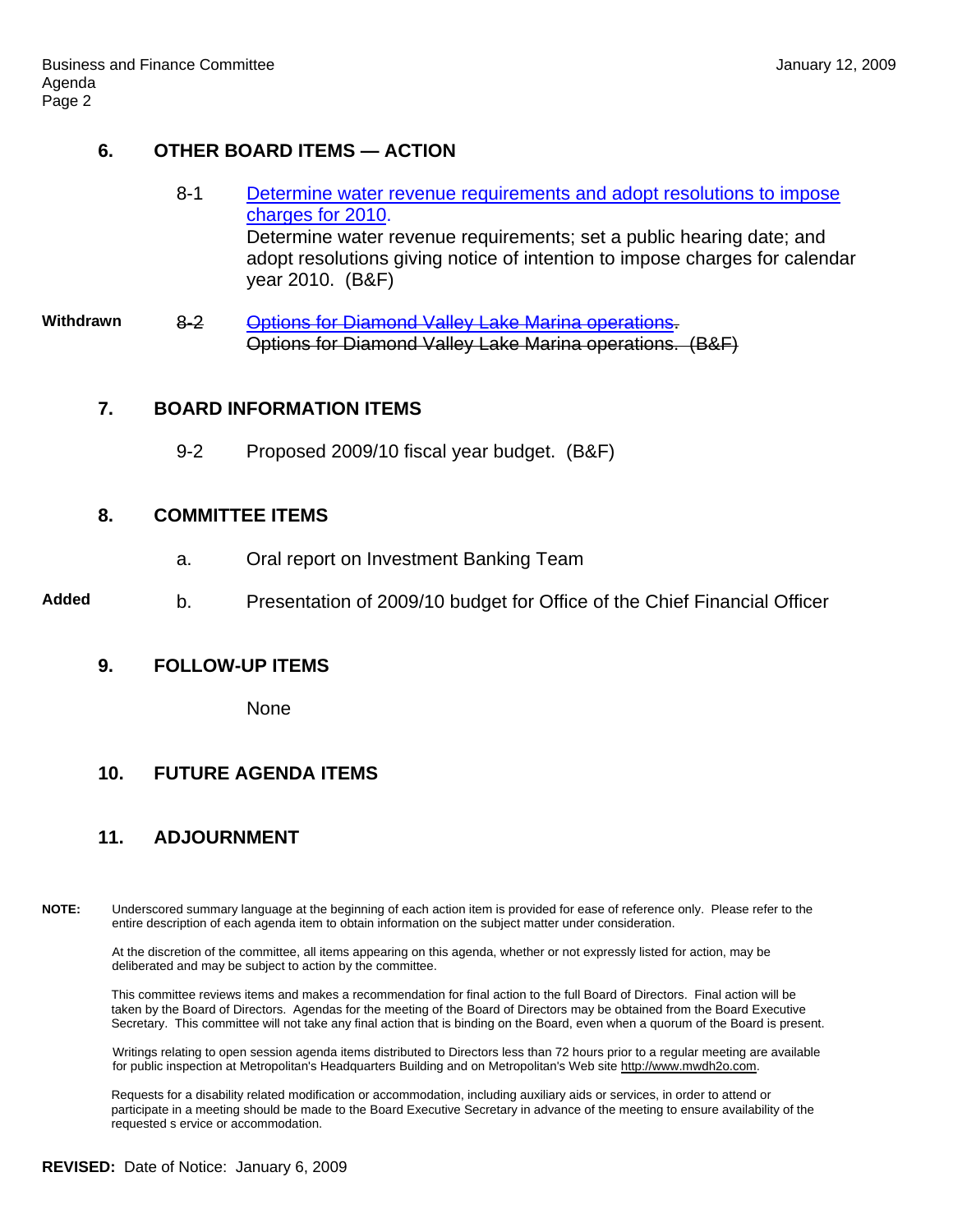## 6. OTHER BOARD ITEMS — ACTION

8-1 Determine water revenue requirements and adopt resolutions to impose charges for 2010.
Determine water revenue requirements; set a public hearing date; and adopt resolutions giving notice of intention to impose charges for calendar year 2010. (B&F)

**Withdrawn** ~~8-2 Options for Diamond Valley Lake Marina operations.
Options for Diamond Valley Lake Marina operations. (B&F)~~

## 7. BOARD INFORMATION ITEMS

9-2 Proposed 2009/10 fiscal year budget. (B&F)

## 8. COMMITTEE ITEMS

a. Oral report on Investment Banking Team

**Added** b. Presentation of 2009/10 budget for Office of the Chief Financial Officer

## 9. FOLLOW-UP ITEMS

None

## 10. FUTURE AGENDA ITEMS

## 11. ADJOURNMENT

**NOTE:** Underscored summary language at the beginning of each action item is provided for ease of reference only. Please refer to the entire description of each agenda item to obtain information on the subject matter under consideration.

At the discretion of the committee, all items appearing on this agenda, whether or not expressly listed for action, may be deliberated and may be subject to action by the committee.

This committee reviews items and makes a recommendation for final action to the full Board of Directors. Final action will be taken by the Board of Directors. Agendas for the meeting of the Board of Directors may be obtained from the Board Executive Secretary. This committee will not take any final action that is binding on the Board, even when a quorum of the Board is present.

Writings relating to open session agenda items distributed to Directors less than 72 hours prior to a regular meeting are available for public inspection at Metropolitan's Headquarters Building and on Metropolitan's Web site http://www.mwdh2o.com.

Requests for a disability related modification or accommodation, including auxiliary aids or services, in order to attend or participate in a meeting should be made to the Board Executive Secretary in advance of the meeting to ensure availability of the requested s ervice or accommodation.

**REVISED:** Date of Notice: January 6, 2009